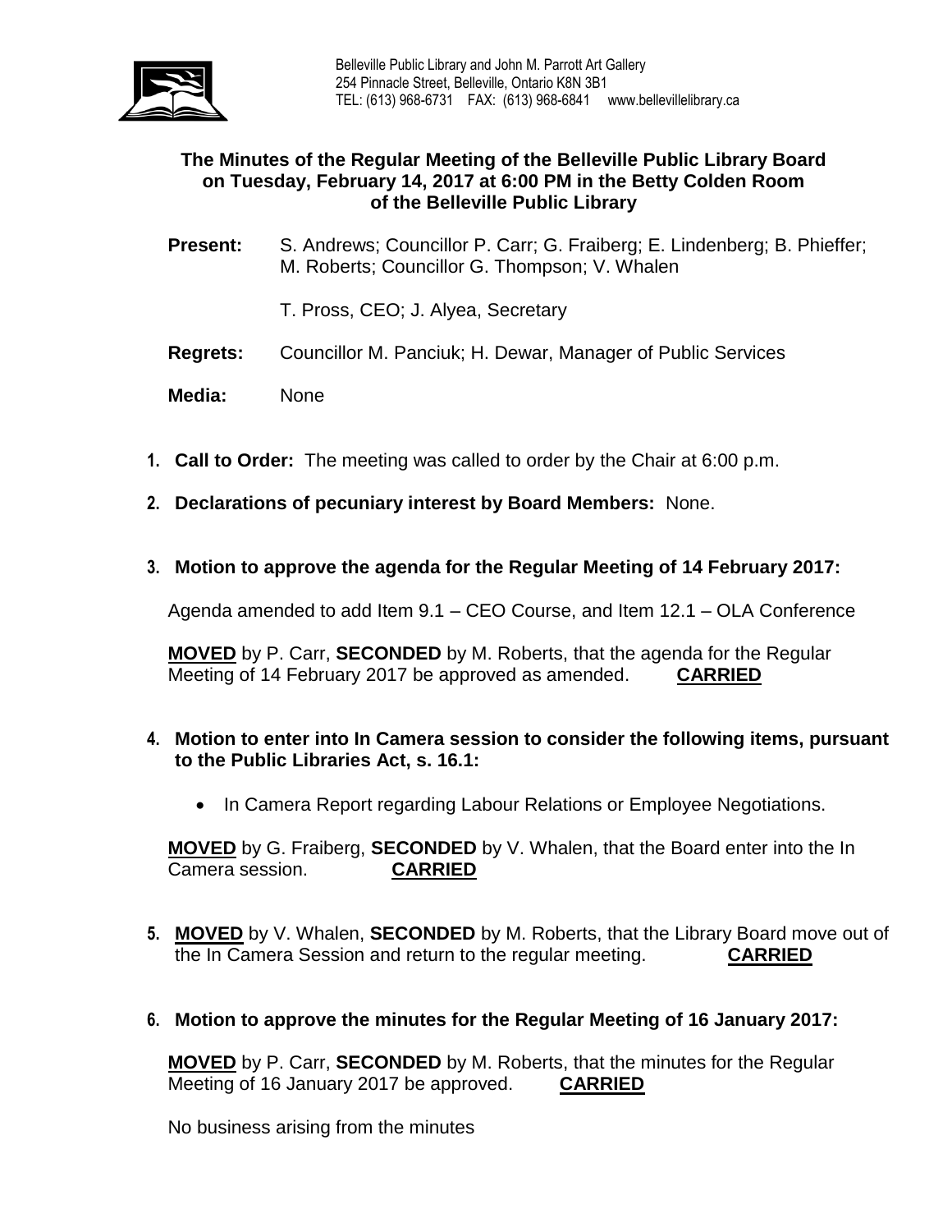Belleville Public Library and John M. Parrott Art Gallery
254 Pinnacle Street, Belleville, Ontario K8N 3B1
TEL: (613) 968-6731 FAX: (613) 968-6841 www.bellevillelibrary.ca

# The Minutes of the Regular Meeting of the Belleville Public Library Board on Tuesday, February 14, 2017 at 6:00 PM in the Betty Colden Room of the Belleville Public Library

**Present:** S. Andrews; Councillor P. Carr; G. Fraiberg; E. Lindenberg; B. Phieffer; M. Roberts; Councillor G. Thompson; V. Whalen

T. Pross, CEO; J. Alyea, Secretary

**Regrets:** Councillor M. Panciuk; H. Dewar, Manager of Public Services

**Media:** None

1. **Call to Order:** The meeting was called to order by the Chair at 6:00 p.m.

2. **Declarations of pecuniary interest by Board Members:** None.

3. **Motion to approve the agenda for the Regular Meeting of 14 February 2017:**

   Agenda amended to add Item 9.1 – CEO Course, and Item 12.1 – OLA Conference

   **MOVED** by P. Carr, **SECONDED** by M. Roberts, that the agenda for the Regular Meeting of 14 February 2017 be approved as amended. **CARRIED**

4. **Motion to enter into In Camera session to consider the following items, pursuant to the Public Libraries Act, s. 16.1:**

   - In Camera Report regarding Labour Relations or Employee Negotiations.

   **MOVED** by G. Fraiberg, **SECONDED** by V. Whalen, that the Board enter into the In Camera session. **CARRIED**

5. **MOVED** by V. Whalen, **SECONDED** by M. Roberts, that the Library Board move out of the In Camera Session and return to the regular meeting. **CARRIED**

6. **Motion to approve the minutes for the Regular Meeting of 16 January 2017:**

   **MOVED** by P. Carr, **SECONDED** by M. Roberts, that the minutes for the Regular Meeting of 16 January 2017 be approved. **CARRIED**

   No business arising from the minutes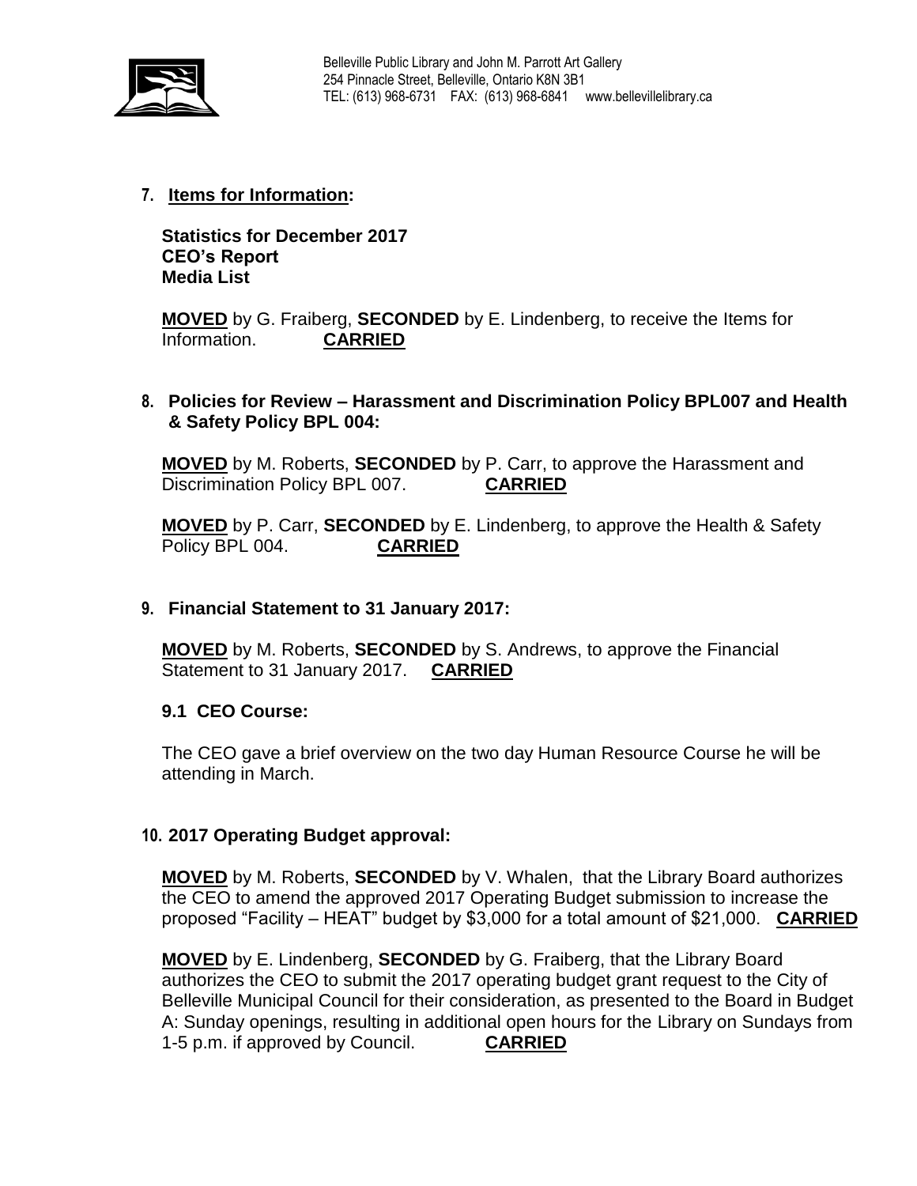## 7. Items for Information:

**Statistics for December 2017**
**CEO's Report**
**Media List**

**MOVED** by G. Fraiberg, **SECONDED** by E. Lindenberg, to receive the Items for Information. **CARRIED**

## 8. Policies for Review – Harassment and Discrimination Policy BPL007 and Health & Safety Policy BPL 004:

**MOVED** by M. Roberts, **SECONDED** by P. Carr, to approve the Harassment and Discrimination Policy BPL 007. **CARRIED**

**MOVED** by P. Carr, **SECONDED** by E. Lindenberg, to approve the Health & Safety Policy BPL 004. **CARRIED**

## 9. Financial Statement to 31 January 2017:

**MOVED** by M. Roberts, **SECONDED** by S. Andrews, to approve the Financial Statement to 31 January 2017. **CARRIED**

### 9.1 CEO Course:

The CEO gave a brief overview on the two day Human Resource Course he will be attending in March.

## 10. 2017 Operating Budget approval:

**MOVED** by M. Roberts, **SECONDED** by V. Whalen, that the Library Board authorizes the CEO to amend the approved 2017 Operating Budget submission to increase the proposed "Facility – HEAT" budget by $3,000 for a total amount of $21,000. **CARRIED**

**MOVED** by E. Lindenberg, **SECONDED** by G. Fraiberg, that the Library Board authorizes the CEO to submit the 2017 operating budget grant request to the City of Belleville Municipal Council for their consideration, as presented to the Board in Budget A: Sunday openings, resulting in additional open hours for the Library on Sundays from 1-5 p.m. if approved by Council. **CARRIED**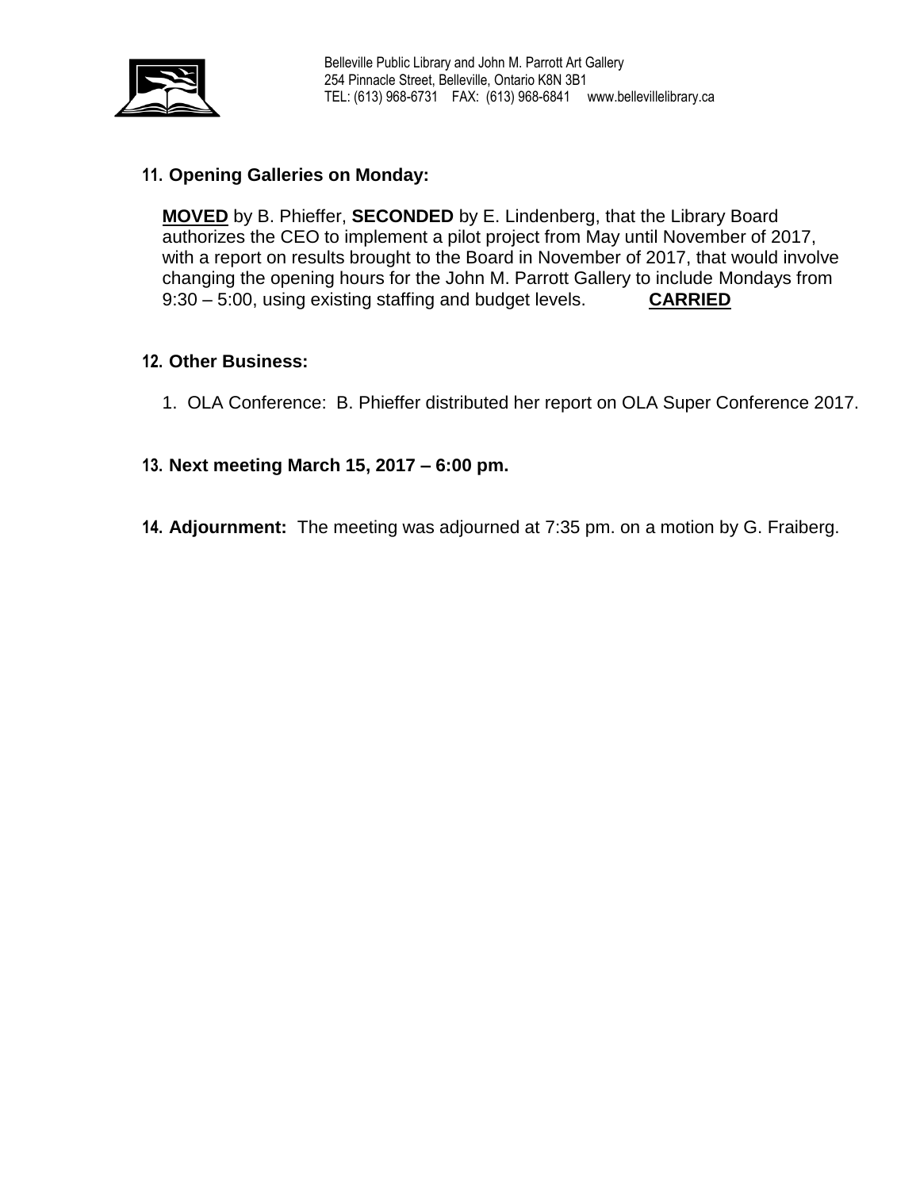**11. Opening Galleries on Monday:**

**MOVED** by B. Phieffer, **SECONDED** by E. Lindenberg, that the Library Board authorizes the CEO to implement a pilot project from May until November of 2017, with a report on results brought to the Board in November of 2017, that would involve changing the opening hours for the John M. Parrott Gallery to include Mondays from 9:30 – 5:00, using existing staffing and budget levels. **CARRIED**

**12. Other Business:**

1. OLA Conference: B. Phieffer distributed her report on OLA Super Conference 2017.

**13. Next meeting March 15, 2017 – 6:00 pm.**

**14. Adjournment:** The meeting was adjourned at 7:35 pm. on a motion by G. Fraiberg.